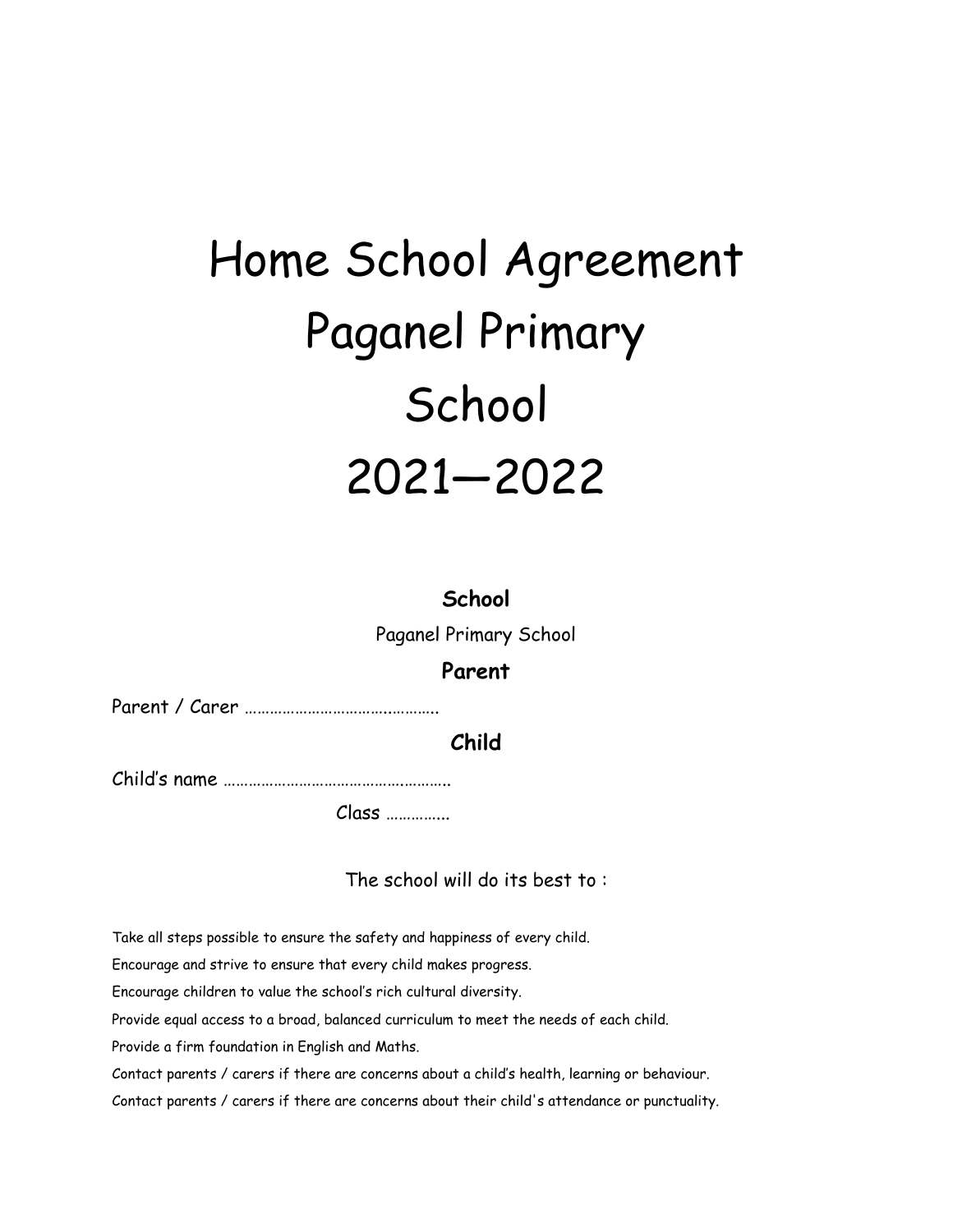# Home School Agreement Paganel Primary School 2021—2022

### School

Paganel Primary School

### Parent

Parent / Carer ……………………………….……….

### Child

Child's name ………………………………….………….

Class …………..

The school will do its best to :

Take all steps possible to ensure the safety and happiness of every child.

Encourage and strive to ensure that every child makes progress.

Encourage children to value the school's rich cultural diversity.

Provide equal access to a broad, balanced curriculum to meet the needs of each child.

Provide a firm foundation in English and Maths.

Contact parents / carers if there are concerns about a child's health, learning or behaviour.

Contact parents / carers if there are concerns about their child's attendance or punctuality.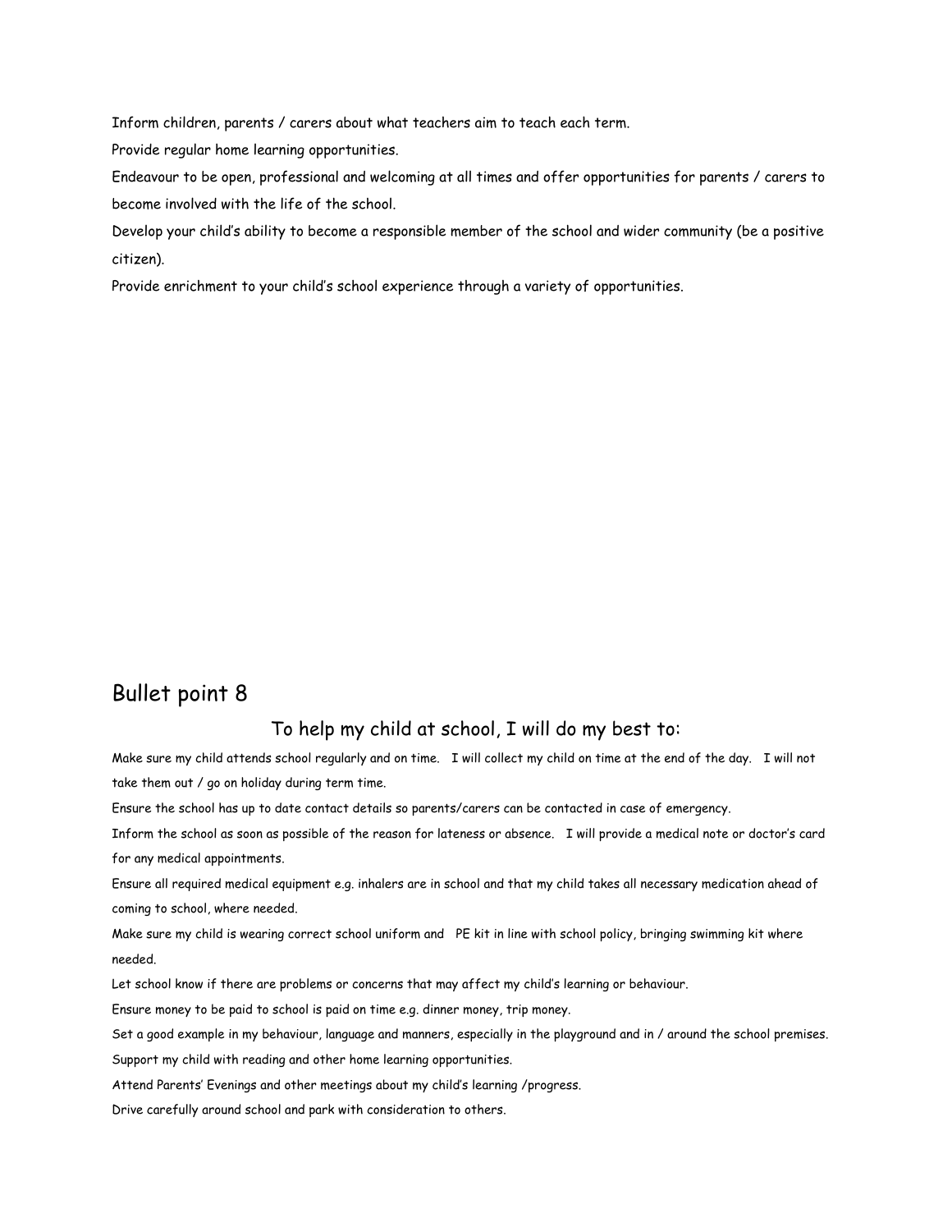Inform children, parents / carers about what teachers aim to teach each term.

Provide regular home learning opportunities.

Endeavour to be open, professional and welcoming at all times and offer opportunities for parents / carers to become involved with the life of the school.

Develop your child's ability to become a responsible member of the school and wider community (be a positive citizen).

Provide enrichment to your child's school experience through a variety of opportunities.

## Bullet point 8

### To help my child at school, I will do my best to:

Make sure my child attends school regularly and on time. I will collect my child on time at the end of the day. I will not take them out / go on holiday during term time.

Ensure the school has up to date contact details so parents/carers can be contacted in case of emergency.

Inform the school as soon as possible of the reason for lateness or absence. I will provide a medical note or doctor's card for any medical appointments.

Ensure all required medical equipment e.g. inhalers are in school and that my child takes all necessary medication ahead of coming to school, where needed.

Make sure my child is wearing correct school uniform and PE kit in line with school policy, bringing swimming kit where needed.

Let school know if there are problems or concerns that may affect my child's learning or behaviour.

Ensure money to be paid to school is paid on time e.g. dinner money, trip money.

Set a good example in my behaviour, language and manners, especially in the playground and in / around the school premises.

Support my child with reading and other home learning opportunities.

Attend Parents' Evenings and other meetings about my child's learning /progress.

Drive carefully around school and park with consideration to others.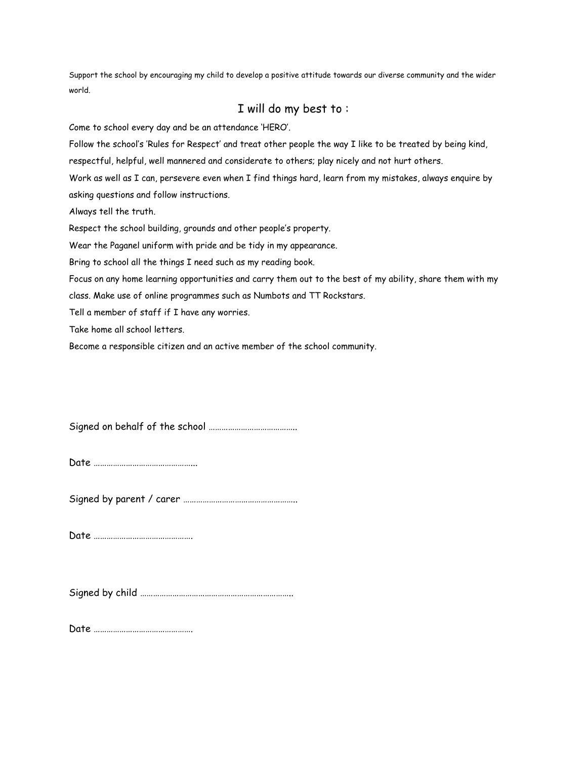Support the school by encouraging my child to develop a positive attitude towards our diverse community and the wider world.

## I will do my best to :

Come to school every day and be an attendance 'HERO'.

Follow the school's 'Rules for Respect' and treat other people the way I like to be treated by being kind, respectful, helpful, well mannered and considerate to others; play nicely and not hurt others.

Work as well as I can, persevere even when I find things hard, learn from my mistakes, always enquire by asking questions and follow instructions.

Always tell the truth.

Respect the school building, grounds and other people's property.

Wear the Paganel uniform with pride and be tidy in my appearance.

Bring to school all the things I need such as my reading book.

Focus on any home learning opportunities and carry them out to the best of my ability, share them with my class. Make use of online programmes such as Numbots and TT Rockstars.

Tell a member of staff if I have any worries.

Take home all school letters.

Become a responsible citizen and an active member of the school community.

Signed on behalf of the school …………………………………..

Date ………………………………………..

Signed by parent / carer …………………………………………….

Date ……………………………………….

Signed by child ……………………………………………………………..

Date ……………………………………….